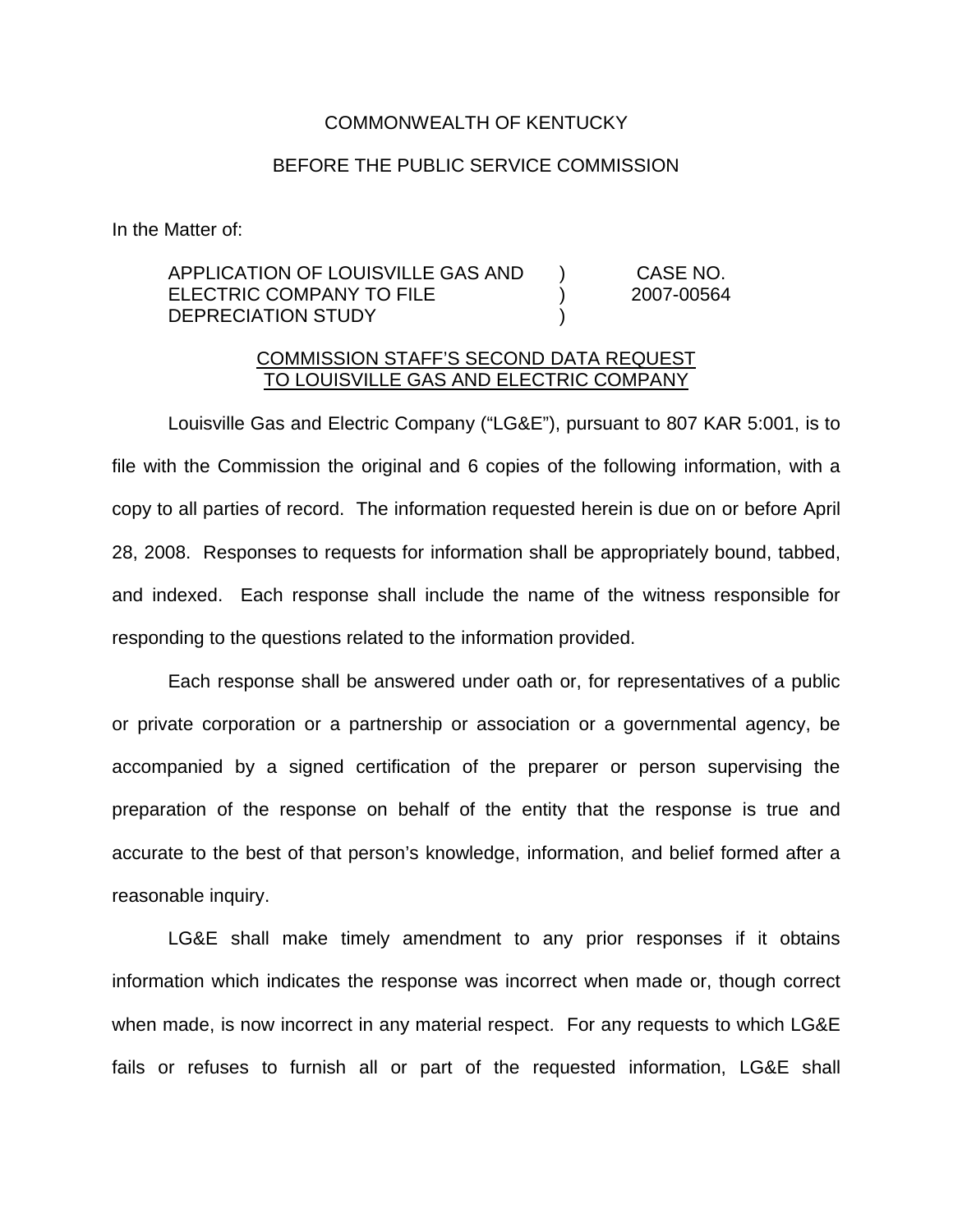COMMONWEALTH OF KENTUCKY

BEFORE THE PUBLIC SERVICE COMMISSION

In the Matter of:

| | | |
|---|---|---|
| APPLICATION OF LOUISVILLE GAS AND ELECTRIC COMPANY TO FILE DEPRECIATION STUDY | ) ) ) | CASE NO. 2007-00564 |

COMMISSION STAFF'S SECOND DATA REQUEST TO LOUISVILLE GAS AND ELECTRIC COMPANY

Louisville Gas and Electric Company ("LG&E"), pursuant to 807 KAR 5:001, is to file with the Commission the original and 6 copies of the following information, with a copy to all parties of record. The information requested herein is due on or before April 28, 2008. Responses to requests for information shall be appropriately bound, tabbed, and indexed. Each response shall include the name of the witness responsible for responding to the questions related to the information provided.

Each response shall be answered under oath or, for representatives of a public or private corporation or a partnership or association or a governmental agency, be accompanied by a signed certification of the preparer or person supervising the preparation of the response on behalf of the entity that the response is true and accurate to the best of that person's knowledge, information, and belief formed after a reasonable inquiry.

LG&E shall make timely amendment to any prior responses if it obtains information which indicates the response was incorrect when made or, though correct when made, is now incorrect in any material respect. For any requests to which LG&E fails or refuses to furnish all or part of the requested information, LG&E shall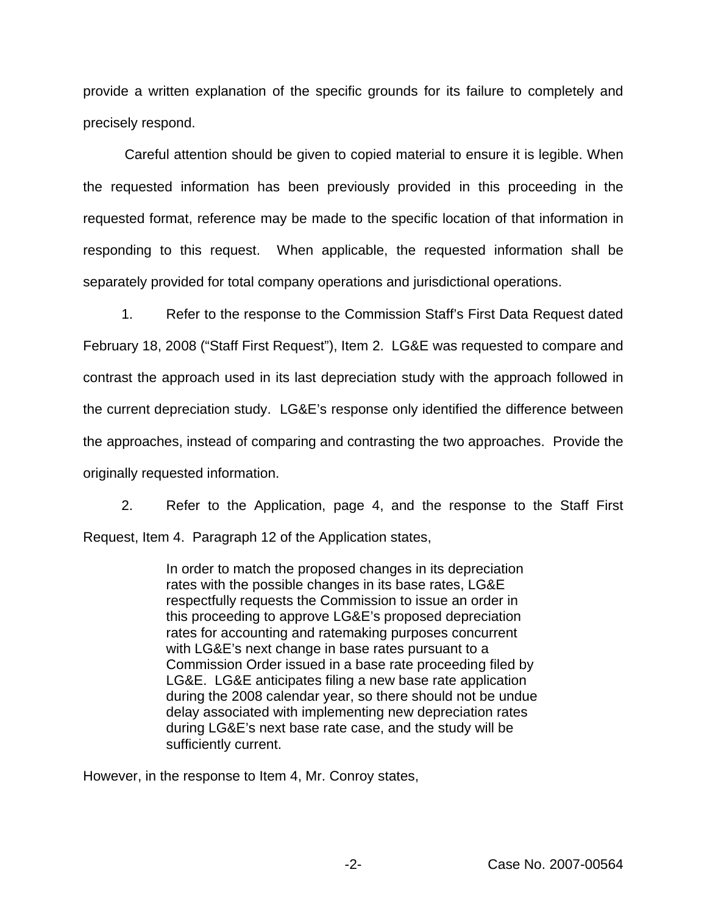provide a written explanation of the specific grounds for its failure to completely and precisely respond.

Careful attention should be given to copied material to ensure it is legible. When the requested information has been previously provided in this proceeding in the requested format, reference may be made to the specific location of that information in responding to this request. When applicable, the requested information shall be separately provided for total company operations and jurisdictional operations.

1. Refer to the response to the Commission Staff's First Data Request dated February 18, 2008 ("Staff First Request"), Item 2. LG&E was requested to compare and contrast the approach used in its last depreciation study with the approach followed in the current depreciation study. LG&E's response only identified the difference between the approaches, instead of comparing and contrasting the two approaches. Provide the originally requested information.

2. Refer to the Application, page 4, and the response to the Staff First Request, Item 4. Paragraph 12 of the Application states,

> In order to match the proposed changes in its depreciation rates with the possible changes in its base rates, LG&E respectfully requests the Commission to issue an order in this proceeding to approve LG&E's proposed depreciation rates for accounting and ratemaking purposes concurrent with LG&E's next change in base rates pursuant to a Commission Order issued in a base rate proceeding filed by LG&E. LG&E anticipates filing a new base rate application during the 2008 calendar year, so there should not be undue delay associated with implementing new depreciation rates during LG&E's next base rate case, and the study will be sufficiently current.

However, in the response to Item 4, Mr. Conroy states,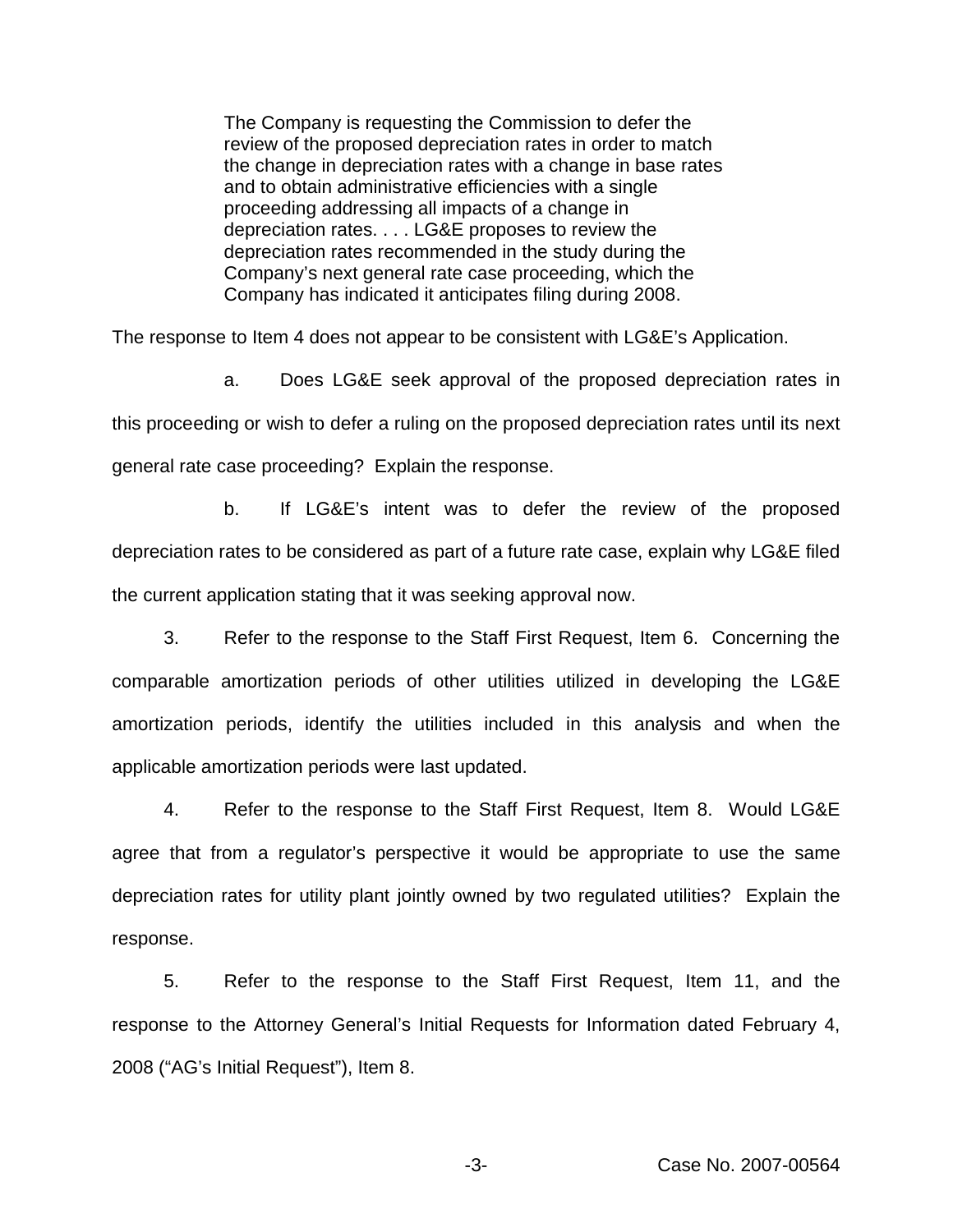> The Company is requesting the Commission to defer the review of the proposed depreciation rates in order to match the change in depreciation rates with a change in base rates and to obtain administrative efficiencies with a single proceeding addressing all impacts of a change in depreciation rates. . . . LG&E proposes to review the depreciation rates recommended in the study during the Company's next general rate case proceeding, which the Company has indicated it anticipates filing during 2008.

The response to Item 4 does not appear to be consistent with LG&E's Application.

a. Does LG&E seek approval of the proposed depreciation rates in this proceeding or wish to defer a ruling on the proposed depreciation rates until its next general rate case proceeding? Explain the response.

b. If LG&E's intent was to defer the review of the proposed depreciation rates to be considered as part of a future rate case, explain why LG&E filed the current application stating that it was seeking approval now.

3. Refer to the response to the Staff First Request, Item 6. Concerning the comparable amortization periods of other utilities utilized in developing the LG&E amortization periods, identify the utilities included in this analysis and when the applicable amortization periods were last updated.

4. Refer to the response to the Staff First Request, Item 8. Would LG&E agree that from a regulator's perspective it would be appropriate to use the same depreciation rates for utility plant jointly owned by two regulated utilities? Explain the response.

5. Refer to the response to the Staff First Request, Item 11, and the response to the Attorney General's Initial Requests for Information dated February 4, 2008 ("AG's Initial Request"), Item 8.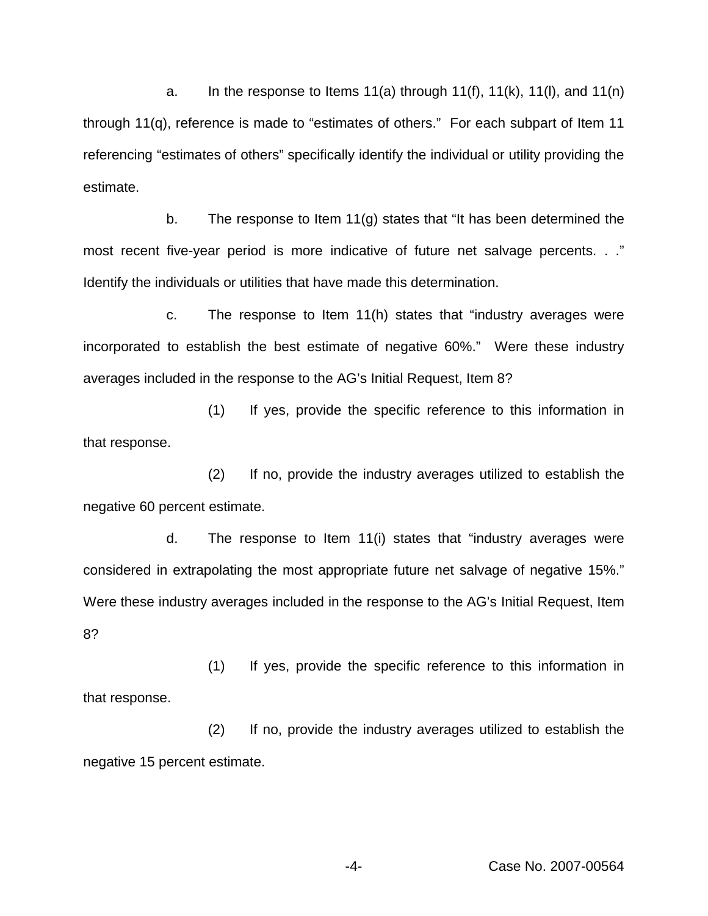a. In the response to Items 11(a) through 11(f), 11(k), 11(l), and 11(n) through 11(q), reference is made to "estimates of others." For each subpart of Item 11 referencing "estimates of others" specifically identify the individual or utility providing the estimate.

b. The response to Item 11(g) states that "It has been determined the most recent five-year period is more indicative of future net salvage percents. . ." Identify the individuals or utilities that have made this determination.

c. The response to Item 11(h) states that "industry averages were incorporated to establish the best estimate of negative 60%." Were these industry averages included in the response to the AG's Initial Request, Item 8?

(1) If yes, provide the specific reference to this information in that response.

(2) If no, provide the industry averages utilized to establish the negative 60 percent estimate.

d. The response to Item 11(i) states that "industry averages were considered in extrapolating the most appropriate future net salvage of negative 15%." Were these industry averages included in the response to the AG's Initial Request, Item 8?

(1) If yes, provide the specific reference to this information in that response.

(2) If no, provide the industry averages utilized to establish the negative 15 percent estimate.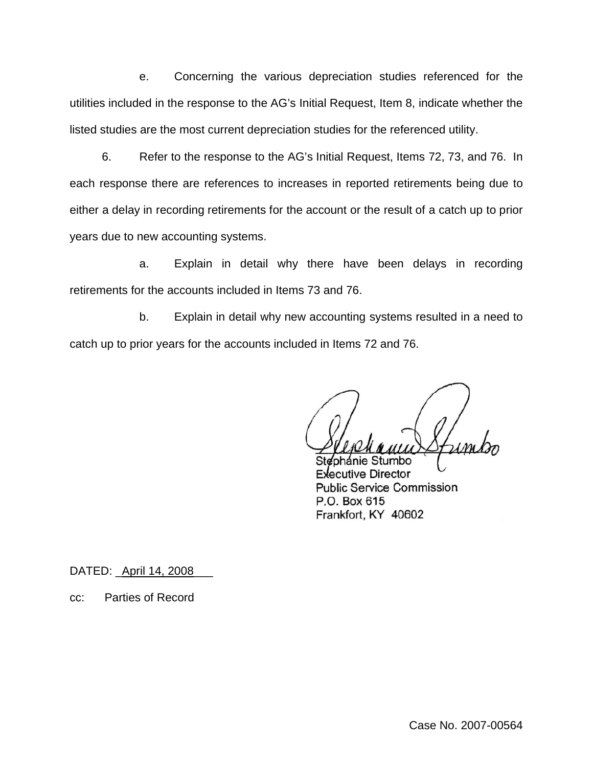e. Concerning the various depreciation studies referenced for the utilities included in the response to the AG's Initial Request, Item 8, indicate whether the listed studies are the most current depreciation studies for the referenced utility.

6. Refer to the response to the AG's Initial Request, Items 72, 73, and 76. In each response there are references to increases in reported retirements being due to either a delay in recording retirements for the account or the result of a catch up to prior years due to new accounting systems.

a. Explain in detail why there have been delays in recording retirements for the accounts included in Items 73 and 76.

b. Explain in detail why new accounting systems resulted in a need to catch up to prior years for the accounts included in Items 72 and 76.

Stephanie Stumbo
Executive Director
Public Service Commission
P.O. Box 615
Frankfort, KY 40602

DATED: April 14, 2008

cc: Parties of Record

Case No. 2007-00564